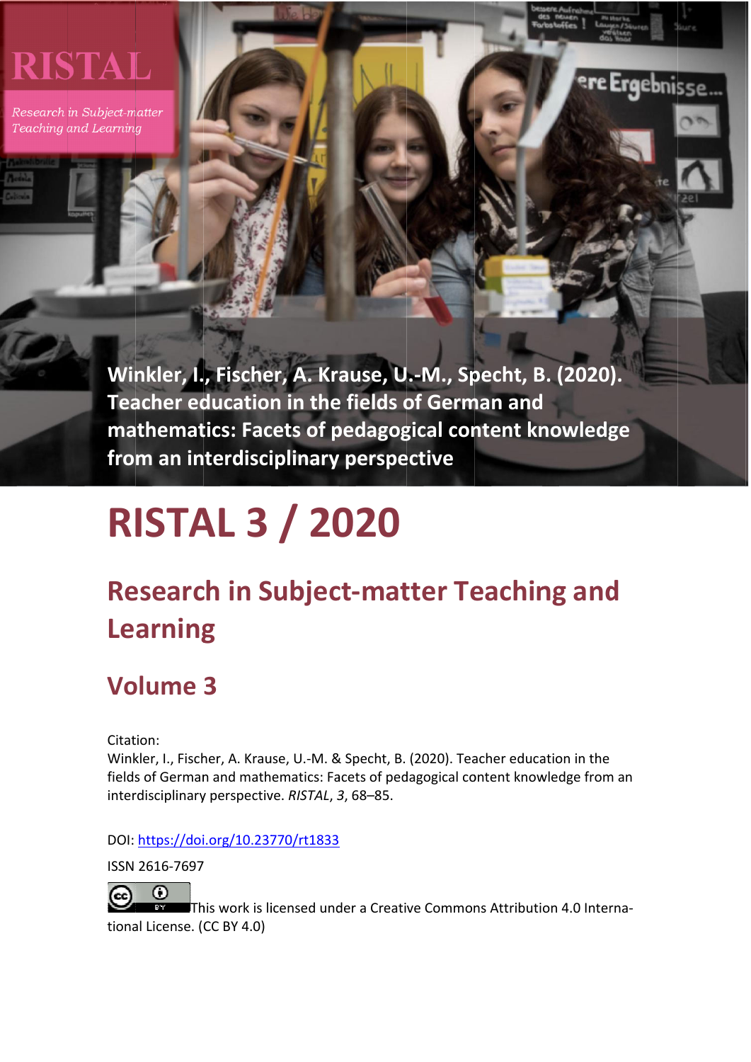RISTAL

*Research in Subject-matter Teaching and Learning*

**Winkler, I., Fischer, A. Krause, U.-M., Specht, B. (2020). Teacher education in the fields of German and mathematics: Facets of pedagogical content knowledge from an interdisciplinary perspective**

# RISTAL 3 / 2020

## Research in Subject-matter Teaching and Learning

## Volume 3

Citation:
Winkler, I., Fischer, A. Krause, U.-M. & Specht, B. (2020). Teacher education in the fields of German and mathematics: Facets of pedagogical content knowledge from an interdisciplinary perspective. *RISTAL*, *3*, 68–85.

DOI: https://doi.org/10.23770/rt1833

ISSN 2616-7697

This work is licensed under a Creative Commons Attribution 4.0 International License. (CC BY 4.0)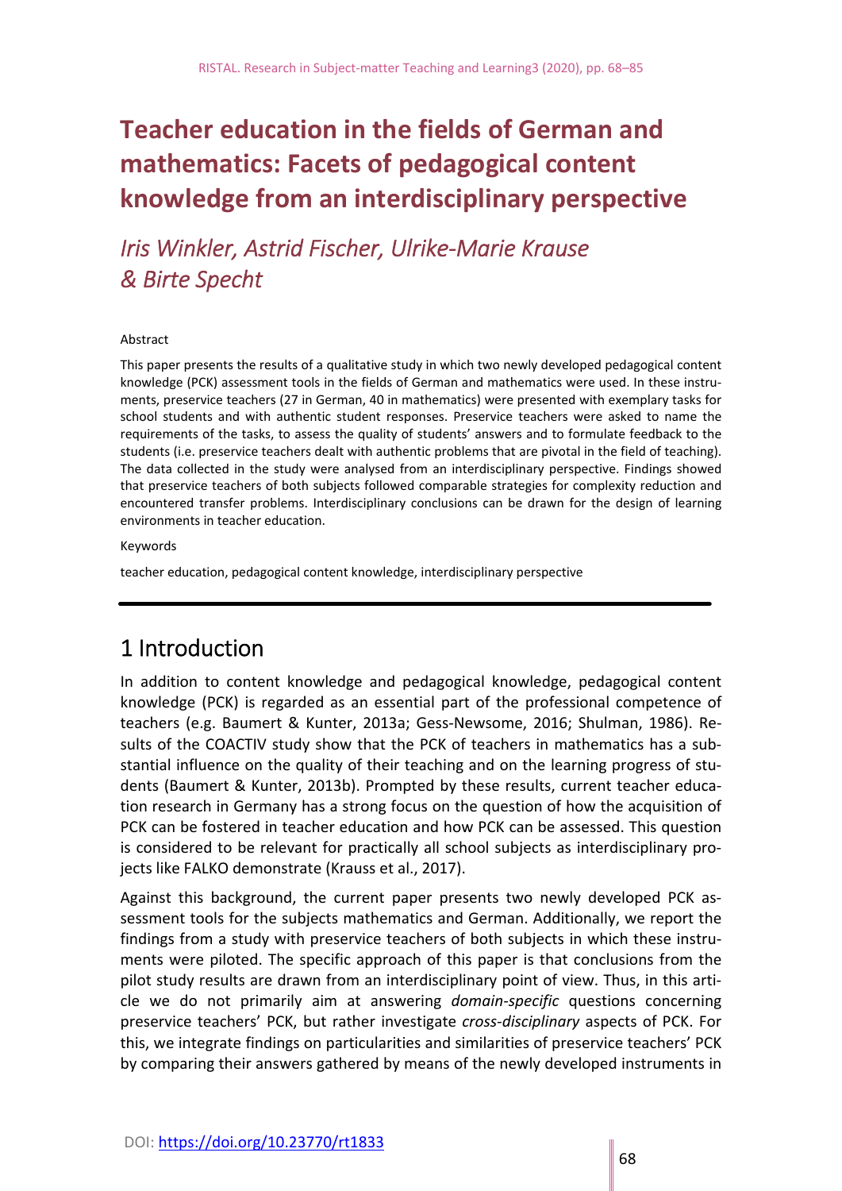# Teacher education in the fields of German and mathematics: Facets of pedagogical content knowledge from an interdisciplinary perspective

*Iris Winkler, Astrid Fischer, Ulrike-Marie Krause & Birte Specht*

Abstract

This paper presents the results of a qualitative study in which two newly developed pedagogical content knowledge (PCK) assessment tools in the fields of German and mathematics were used. In these instruments, preservice teachers (27 in German, 40 in mathematics) were presented with exemplary tasks for school students and with authentic student responses. Preservice teachers were asked to name the requirements of the tasks, to assess the quality of students' answers and to formulate feedback to the students (i.e. preservice teachers dealt with authentic problems that are pivotal in the field of teaching). The data collected in the study were analysed from an interdisciplinary perspective. Findings showed that preservice teachers of both subjects followed comparable strategies for complexity reduction and encountered transfer problems. Interdisciplinary conclusions can be drawn for the design of learning environments in teacher education.

Keywords

teacher education, pedagogical content knowledge, interdisciplinary perspective

## 1 Introduction

In addition to content knowledge and pedagogical knowledge, pedagogical content knowledge (PCK) is regarded as an essential part of the professional competence of teachers (e.g. Baumert & Kunter, 2013a; Gess-Newsome, 2016; Shulman, 1986). Results of the COACTIV study show that the PCK of teachers in mathematics has a substantial influence on the quality of their teaching and on the learning progress of students (Baumert & Kunter, 2013b). Prompted by these results, current teacher education research in Germany has a strong focus on the question of how the acquisition of PCK can be fostered in teacher education and how PCK can be assessed. This question is considered to be relevant for practically all school subjects as interdisciplinary projects like FALKO demonstrate (Krauss et al., 2017).

Against this background, the current paper presents two newly developed PCK assessment tools for the subjects mathematics and German. Additionally, we report the findings from a study with preservice teachers of both subjects in which these instruments were piloted. The specific approach of this paper is that conclusions from the pilot study results are drawn from an interdisciplinary point of view. Thus, in this article we do not primarily aim at answering *domain-specific* questions concerning preservice teachers' PCK, but rather investigate *cross-disciplinary* aspects of PCK. For this, we integrate findings on particularities and similarities of preservice teachers' PCK by comparing their answers gathered by means of the newly developed instruments in

DOI: https://doi.org/10.23770/rt1833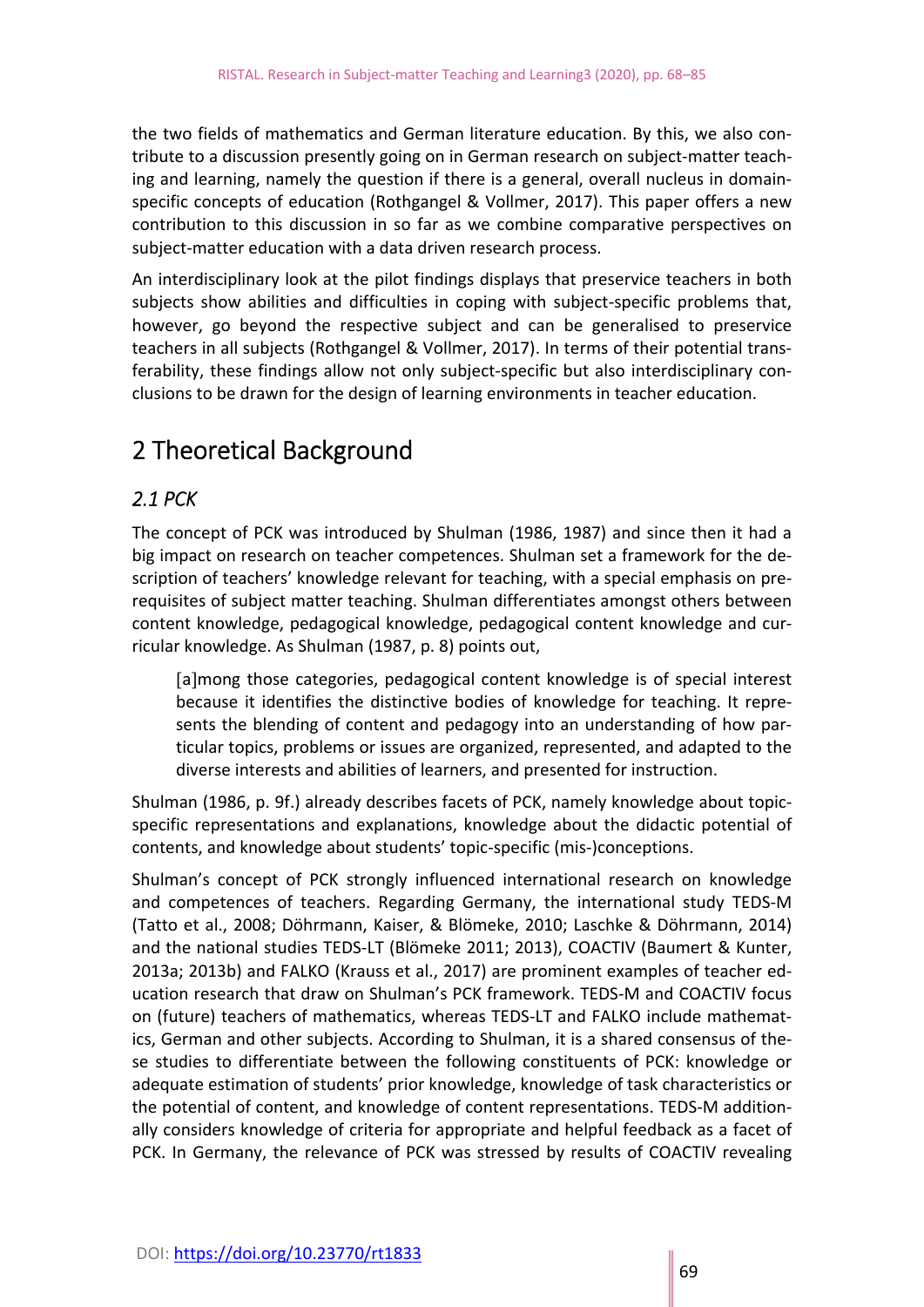the two fields of mathematics and German literature education. By this, we also contribute to a discussion presently going on in German research on subject-matter teaching and learning, namely the question if there is a general, overall nucleus in domain-specific concepts of education (Rothgangel & Vollmer, 2017). This paper offers a new contribution to this discussion in so far as we combine comparative perspectives on subject-matter education with a data driven research process.

An interdisciplinary look at the pilot findings displays that preservice teachers in both subjects show abilities and difficulties in coping with subject-specific problems that, however, go beyond the respective subject and can be generalised to preservice teachers in all subjects (Rothgangel & Vollmer, 2017). In terms of their potential transferability, these findings allow not only subject-specific but also interdisciplinary conclusions to be drawn for the design of learning environments in teacher education.

# 2 Theoretical Background

## *2.1 PCK*

The concept of PCK was introduced by Shulman (1986, 1987) and since then it had a big impact on research on teacher competences. Shulman set a framework for the description of teachers' knowledge relevant for teaching, with a special emphasis on prerequisites of subject matter teaching. Shulman differentiates amongst others between content knowledge, pedagogical knowledge, pedagogical content knowledge and curricular knowledge. As Shulman (1987, p. 8) points out,

> [a]mong those categories, pedagogical content knowledge is of special interest because it identifies the distinctive bodies of knowledge for teaching. It represents the blending of content and pedagogy into an understanding of how particular topics, problems or issues are organized, represented, and adapted to the diverse interests and abilities of learners, and presented for instruction.

Shulman (1986, p. 9f.) already describes facets of PCK, namely knowledge about topic-specific representations and explanations, knowledge about the didactic potential of contents, and knowledge about students' topic-specific (mis-)conceptions.

Shulman's concept of PCK strongly influenced international research on knowledge and competences of teachers. Regarding Germany, the international study TEDS-M (Tatto et al., 2008; Döhrmann, Kaiser, & Blömeke, 2010; Laschke & Döhrmann, 2014) and the national studies TEDS-LT (Blömeke 2011; 2013), COACTIV (Baumert & Kunter, 2013a; 2013b) and FALKO (Krauss et al., 2017) are prominent examples of teacher education research that draw on Shulman's PCK framework. TEDS-M and COACTIV focus on (future) teachers of mathematics, whereas TEDS-LT and FALKO include mathematics, German and other subjects. According to Shulman, it is a shared consensus of these studies to differentiate between the following constituents of PCK: knowledge or adequate estimation of students' prior knowledge, knowledge of task characteristics or the potential of content, and knowledge of content representations. TEDS-M additionally considers knowledge of criteria for appropriate and helpful feedback as a facet of PCK. In Germany, the relevance of PCK was stressed by results of COACTIV revealing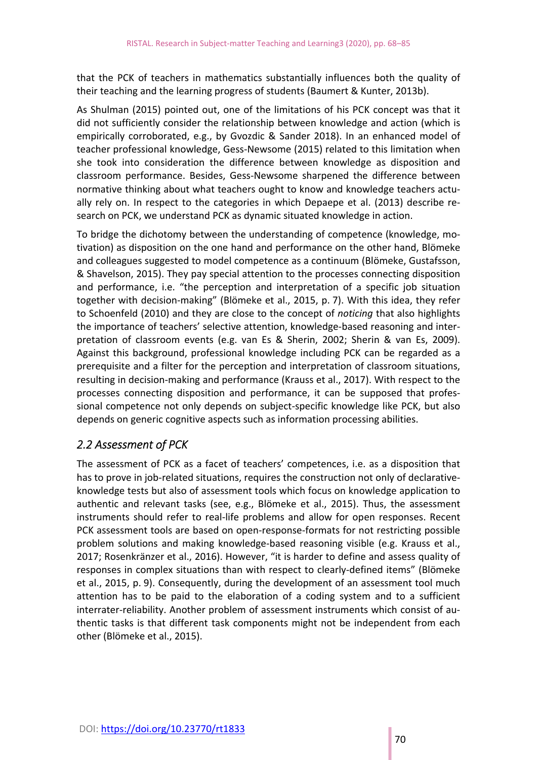that the PCK of teachers in mathematics substantially influences both the quality of their teaching and the learning progress of students (Baumert & Kunter, 2013b).

As Shulman (2015) pointed out, one of the limitations of his PCK concept was that it did not sufficiently consider the relationship between knowledge and action (which is empirically corroborated, e.g., by Gvozdic & Sander 2018). In an enhanced model of teacher professional knowledge, Gess-Newsome (2015) related to this limitation when she took into consideration the difference between knowledge as disposition and classroom performance. Besides, Gess-Newsome sharpened the difference between normative thinking about what teachers ought to know and knowledge teachers actually rely on. In respect to the categories in which Depaepe et al. (2013) describe research on PCK, we understand PCK as dynamic situated knowledge in action.

To bridge the dichotomy between the understanding of competence (knowledge, motivation) as disposition on the one hand and performance on the other hand, Blömeke and colleagues suggested to model competence as a continuum (Blömeke, Gustafsson, & Shavelson, 2015). They pay special attention to the processes connecting disposition and performance, i.e. "the perception and interpretation of a specific job situation together with decision-making" (Blömeke et al., 2015, p. 7). With this idea, they refer to Schoenfeld (2010) and they are close to the concept of *noticing* that also highlights the importance of teachers' selective attention, knowledge-based reasoning and interpretation of classroom events (e.g. van Es & Sherin, 2002; Sherin & van Es, 2009). Against this background, professional knowledge including PCK can be regarded as a prerequisite and a filter for the perception and interpretation of classroom situations, resulting in decision-making and performance (Krauss et al., 2017). With respect to the processes connecting disposition and performance, it can be supposed that professional competence not only depends on subject-specific knowledge like PCK, but also depends on generic cognitive aspects such as information processing abilities.

## *2.2 Assessment of PCK*

The assessment of PCK as a facet of teachers' competences, i.e. as a disposition that has to prove in job-related situations, requires the construction not only of declarative-knowledge tests but also of assessment tools which focus on knowledge application to authentic and relevant tasks (see, e.g., Blömeke et al., 2015). Thus, the assessment instruments should refer to real-life problems and allow for open responses. Recent PCK assessment tools are based on open-response-formats for not restricting possible problem solutions and making knowledge-based reasoning visible (e.g. Krauss et al., 2017; Rosenkränzer et al., 2016). However, "it is harder to define and assess quality of responses in complex situations than with respect to clearly-defined items" (Blömeke et al., 2015, p. 9). Consequently, during the development of an assessment tool much attention has to be paid to the elaboration of a coding system and to a sufficient interrater-reliability. Another problem of assessment instruments which consist of authentic tasks is that different task components might not be independent from each other (Blömeke et al., 2015).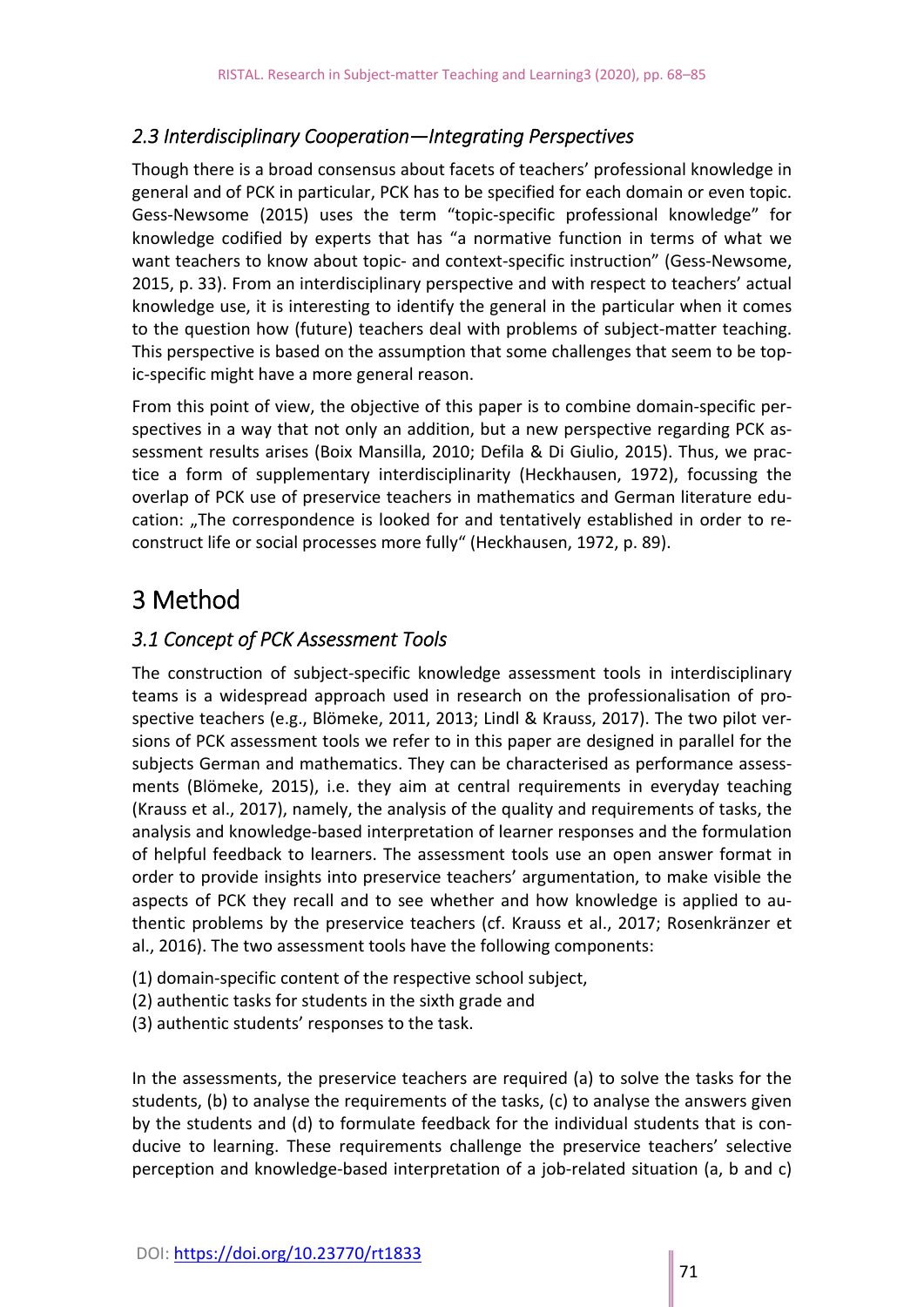### 2.3 Interdisciplinary Cooperation—Integrating Perspectives

Though there is a broad consensus about facets of teachers' professional knowledge in general and of PCK in particular, PCK has to be specified for each domain or even topic. Gess-Newsome (2015) uses the term "topic-specific professional knowledge" for knowledge codified by experts that has "a normative function in terms of what we want teachers to know about topic- and context-specific instruction" (Gess-Newsome, 2015, p. 33). From an interdisciplinary perspective and with respect to teachers' actual knowledge use, it is interesting to identify the general in the particular when it comes to the question how (future) teachers deal with problems of subject-matter teaching. This perspective is based on the assumption that some challenges that seem to be topic-specific might have a more general reason.

From this point of view, the objective of this paper is to combine domain-specific perspectives in a way that not only an addition, but a new perspective regarding PCK assessment results arises (Boix Mansilla, 2010; Defila & Di Giulio, 2015). Thus, we practice a form of supplementary interdisciplinarity (Heckhausen, 1972), focussing the overlap of PCK use of preservice teachers in mathematics and German literature education: „The correspondence is looked for and tentatively established in order to reconstruct life or social processes more fully" (Heckhausen, 1972, p. 89).

## 3 Method

### 3.1 Concept of PCK Assessment Tools

The construction of subject-specific knowledge assessment tools in interdisciplinary teams is a widespread approach used in research on the professionalisation of prospective teachers (e.g., Blömeke, 2011, 2013; Lindl & Krauss, 2017). The two pilot versions of PCK assessment tools we refer to in this paper are designed in parallel for the subjects German and mathematics. They can be characterised as performance assessments (Blömeke, 2015), i.e. they aim at central requirements in everyday teaching (Krauss et al., 2017), namely, the analysis of the quality and requirements of tasks, the analysis and knowledge-based interpretation of learner responses and the formulation of helpful feedback to learners. The assessment tools use an open answer format in order to provide insights into preservice teachers' argumentation, to make visible the aspects of PCK they recall and to see whether and how knowledge is applied to authentic problems by the preservice teachers (cf. Krauss et al., 2017; Rosenkränzer et al., 2016). The two assessment tools have the following components:

(1) domain-specific content of the respective school subject,
(2) authentic tasks for students in the sixth grade and
(3) authentic students' responses to the task.

In the assessments, the preservice teachers are required (a) to solve the tasks for the students, (b) to analyse the requirements of the tasks, (c) to analyse the answers given by the students and (d) to formulate feedback for the individual students that is conducive to learning. These requirements challenge the preservice teachers' selective perception and knowledge-based interpretation of a job-related situation (a, b and c)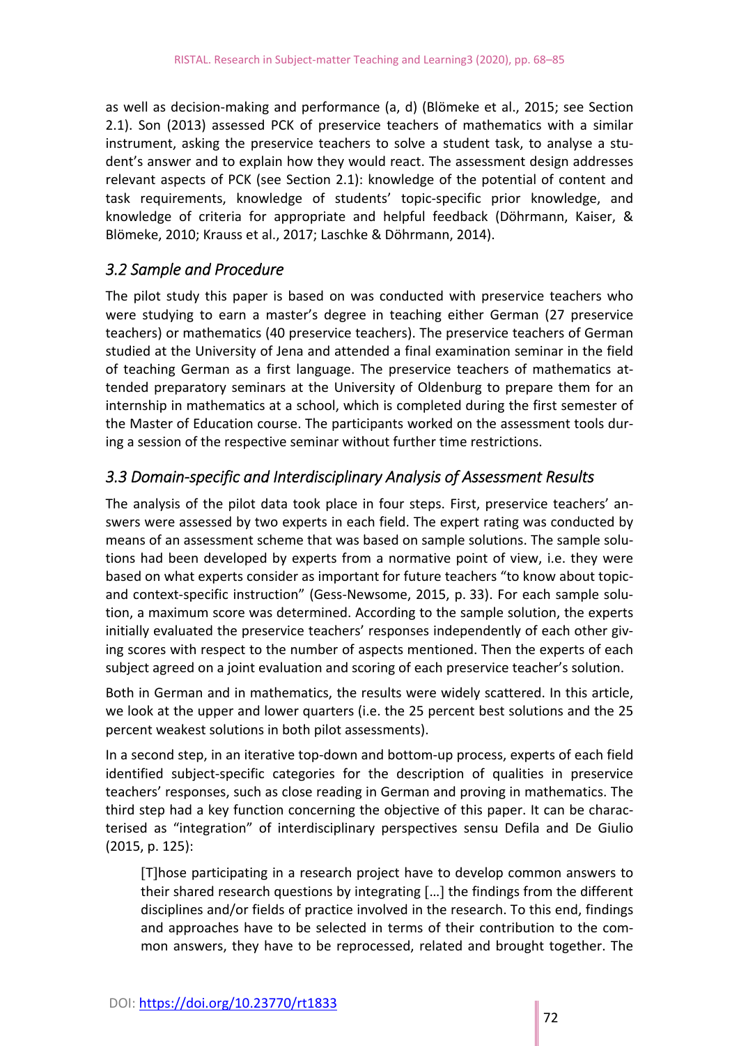as well as decision-making and performance (a, d) (Blömeke et al., 2015; see Section 2.1). Son (2013) assessed PCK of preservice teachers of mathematics with a similar instrument, asking the preservice teachers to solve a student task, to analyse a student's answer and to explain how they would react. The assessment design addresses relevant aspects of PCK (see Section 2.1): knowledge of the potential of content and task requirements, knowledge of students' topic-specific prior knowledge, and knowledge of criteria for appropriate and helpful feedback (Döhrmann, Kaiser, & Blömeke, 2010; Krauss et al., 2017; Laschke & Döhrmann, 2014).

### *3.2 Sample and Procedure*

The pilot study this paper is based on was conducted with preservice teachers who were studying to earn a master's degree in teaching either German (27 preservice teachers) or mathematics (40 preservice teachers). The preservice teachers of German studied at the University of Jena and attended a final examination seminar in the field of teaching German as a first language. The preservice teachers of mathematics attended preparatory seminars at the University of Oldenburg to prepare them for an internship in mathematics at a school, which is completed during the first semester of the Master of Education course. The participants worked on the assessment tools during a session of the respective seminar without further time restrictions.

### *3.3 Domain-specific and Interdisciplinary Analysis of Assessment Results*

The analysis of the pilot data took place in four steps. First, preservice teachers' answers were assessed by two experts in each field. The expert rating was conducted by means of an assessment scheme that was based on sample solutions. The sample solutions had been developed by experts from a normative point of view, i.e. they were based on what experts consider as important for future teachers "to know about topic- and context-specific instruction" (Gess-Newsome, 2015, p. 33). For each sample solution, a maximum score was determined. According to the sample solution, the experts initially evaluated the preservice teachers' responses independently of each other giving scores with respect to the number of aspects mentioned. Then the experts of each subject agreed on a joint evaluation and scoring of each preservice teacher's solution.

Both in German and in mathematics, the results were widely scattered. In this article, we look at the upper and lower quarters (i.e. the 25 percent best solutions and the 25 percent weakest solutions in both pilot assessments).

In a second step, in an iterative top-down and bottom-up process, experts of each field identified subject-specific categories for the description of qualities in preservice teachers' responses, such as close reading in German and proving in mathematics. The third step had a key function concerning the objective of this paper. It can be characterised as "integration" of interdisciplinary perspectives sensu Defila and De Giulio (2015, p. 125):

> [T]hose participating in a research project have to develop common answers to their shared research questions by integrating […] the findings from the different disciplines and/or fields of practice involved in the research. To this end, findings and approaches have to be selected in terms of their contribution to the common answers, they have to be reprocessed, related and brought together. The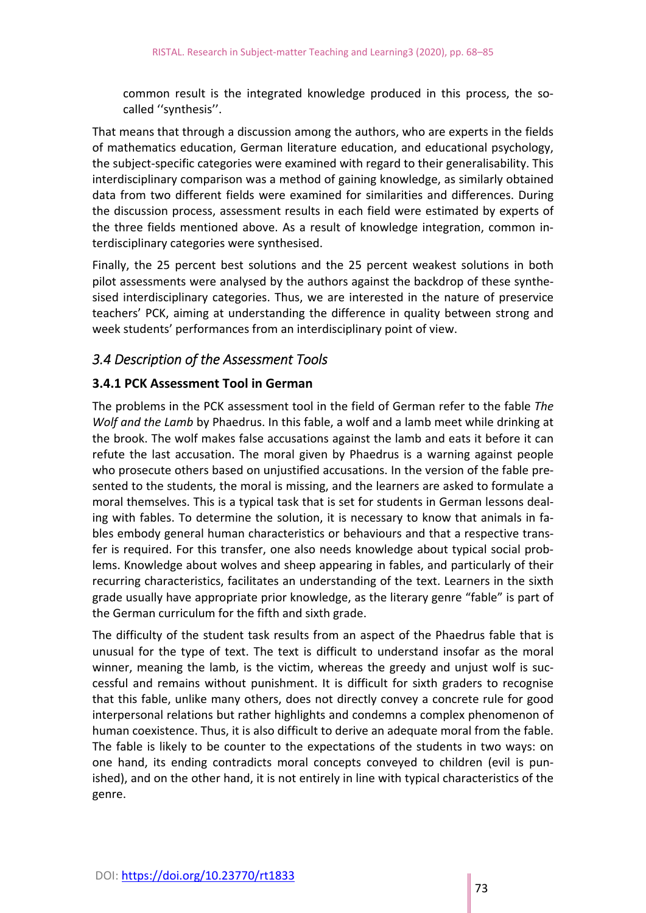common result is the integrated knowledge produced in this process, the so-called ''synthesis''.

That means that through a discussion among the authors, who are experts in the fields of mathematics education, German literature education, and educational psychology, the subject-specific categories were examined with regard to their generalisability. This interdisciplinary comparison was a method of gaining knowledge, as similarly obtained data from two different fields were examined for similarities and differences. During the discussion process, assessment results in each field were estimated by experts of the three fields mentioned above. As a result of knowledge integration, common interdisciplinary categories were synthesised.

Finally, the 25 percent best solutions and the 25 percent weakest solutions in both pilot assessments were analysed by the authors against the backdrop of these synthesised interdisciplinary categories. Thus, we are interested in the nature of preservice teachers' PCK, aiming at understanding the difference in quality between strong and week students' performances from an interdisciplinary point of view.

### *3.4 Description of the Assessment Tools*

#### 3.4.1 PCK Assessment Tool in German

The problems in the PCK assessment tool in the field of German refer to the fable *The Wolf and the Lamb* by Phaedrus. In this fable, a wolf and a lamb meet while drinking at the brook. The wolf makes false accusations against the lamb and eats it before it can refute the last accusation. The moral given by Phaedrus is a warning against people who prosecute others based on unjustified accusations. In the version of the fable presented to the students, the moral is missing, and the learners are asked to formulate a moral themselves. This is a typical task that is set for students in German lessons dealing with fables. To determine the solution, it is necessary to know that animals in fables embody general human characteristics or behaviours and that a respective transfer is required. For this transfer, one also needs knowledge about typical social problems. Knowledge about wolves and sheep appearing in fables, and particularly of their recurring characteristics, facilitates an understanding of the text. Learners in the sixth grade usually have appropriate prior knowledge, as the literary genre "fable" is part of the German curriculum for the fifth and sixth grade.

The difficulty of the student task results from an aspect of the Phaedrus fable that is unusual for the type of text. The text is difficult to understand insofar as the moral winner, meaning the lamb, is the victim, whereas the greedy and unjust wolf is successful and remains without punishment. It is difficult for sixth graders to recognise that this fable, unlike many others, does not directly convey a concrete rule for good interpersonal relations but rather highlights and condemns a complex phenomenon of human coexistence. Thus, it is also difficult to derive an adequate moral from the fable. The fable is likely to be counter to the expectations of the students in two ways: on one hand, its ending contradicts moral concepts conveyed to children (evil is punished), and on the other hand, it is not entirely in line with typical characteristics of the genre.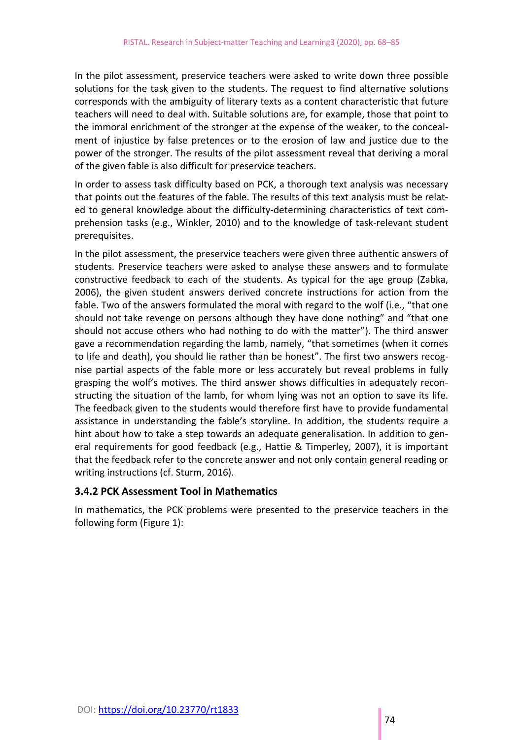In the pilot assessment, preservice teachers were asked to write down three possible solutions for the task given to the students. The request to find alternative solutions corresponds with the ambiguity of literary texts as a content characteristic that future teachers will need to deal with. Suitable solutions are, for example, those that point to the immoral enrichment of the stronger at the expense of the weaker, to the concealment of injustice by false pretences or to the erosion of law and justice due to the power of the stronger. The results of the pilot assessment reveal that deriving a moral of the given fable is also difficult for preservice teachers.

In order to assess task difficulty based on PCK, a thorough text analysis was necessary that points out the features of the fable. The results of this text analysis must be related to general knowledge about the difficulty-determining characteristics of text comprehension tasks (e.g., Winkler, 2010) and to the knowledge of task-relevant student prerequisites.

In the pilot assessment, the preservice teachers were given three authentic answers of students. Preservice teachers were asked to analyse these answers and to formulate constructive feedback to each of the students. As typical for the age group (Zabka, 2006), the given student answers derived concrete instructions for action from the fable. Two of the answers formulated the moral with regard to the wolf (i.e., “that one should not take revenge on persons although they have done nothing” and “that one should not accuse others who had nothing to do with the matter”). The third answer gave a recommendation regarding the lamb, namely, “that sometimes (when it comes to life and death), you should lie rather than be honest”. The first two answers recognise partial aspects of the fable more or less accurately but reveal problems in fully grasping the wolf’s motives. The third answer shows difficulties in adequately reconstructing the situation of the lamb, for whom lying was not an option to save its life. The feedback given to the students would therefore first have to provide fundamental assistance in understanding the fable’s storyline. In addition, the students require a hint about how to take a step towards an adequate generalisation. In addition to general requirements for good feedback (e.g., Hattie & Timperley, 2007), it is important that the feedback refer to the concrete answer and not only contain general reading or writing instructions (cf. Sturm, 2016).

### 3.4.2 PCK Assessment Tool in Mathematics

In mathematics, the PCK problems were presented to the preservice teachers in the following form (Figure 1):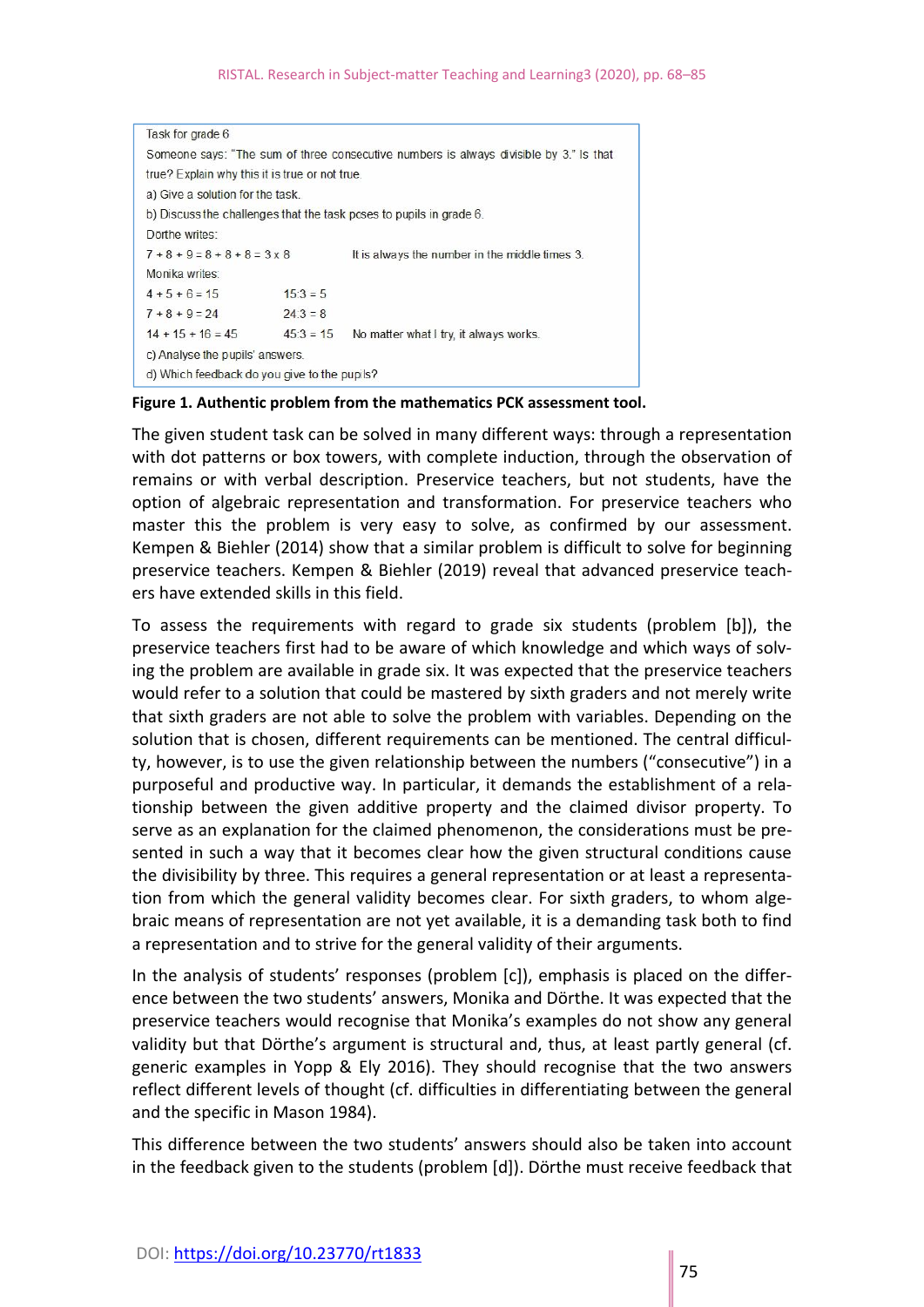Task for grade 6

Someone says: "The sum of three consecutive numbers is always divisible by 3." Is that true? Explain why this it is true or not true.

a) Give a solution for the task.

b) Discuss the challenges that the task poses to pupils in grade 6.

Dorthe writes:

$7 + 8 + 9 = 8 + 8 + 8 = 3 \times 8$ It is always the number in the middle times 3.

Monika writes:

| | | |
|---|---|---|
| $4 + 5 + 6 = 15$ | $15 : 3 = 5$ | |
| $7 + 8 + 9 = 24$ | $24 : 3 = 8$ | |
| $14 + 15 + 16 = 45$ | $45 : 3 = 15$ | No matter what I try, it always works. |

c) Analyse the pupils' answers.

d) Which feedback do you give to the pupils?

**Figure 1. Authentic problem from the mathematics PCK assessment tool.**

The given student task can be solved in many different ways: through a representation with dot patterns or box towers, with complete induction, through the observation of remains or with verbal description. Preservice teachers, but not students, have the option of algebraic representation and transformation. For preservice teachers who master this the problem is very easy to solve, as confirmed by our assessment. Kempen & Biehler (2014) show that a similar problem is difficult to solve for beginning preservice teachers. Kempen & Biehler (2019) reveal that advanced preservice teachers have extended skills in this field.

To assess the requirements with regard to grade six students (problem [b]), the preservice teachers first had to be aware of which knowledge and which ways of solving the problem are available in grade six. It was expected that the preservice teachers would refer to a solution that could be mastered by sixth graders and not merely write that sixth graders are not able to solve the problem with variables. Depending on the solution that is chosen, different requirements can be mentioned. The central difficulty, however, is to use the given relationship between the numbers ("consecutive") in a purposeful and productive way. In particular, it demands the establishment of a relationship between the given additive property and the claimed divisor property. To serve as an explanation for the claimed phenomenon, the considerations must be presented in such a way that it becomes clear how the given structural conditions cause the divisibility by three. This requires a general representation or at least a representation from which the general validity becomes clear. For sixth graders, to whom algebraic means of representation are not yet available, it is a demanding task both to find a representation and to strive for the general validity of their arguments.

In the analysis of students' responses (problem [c]), emphasis is placed on the difference between the two students' answers, Monika and Dörthe. It was expected that the preservice teachers would recognise that Monika's examples do not show any general validity but that Dörthe's argument is structural and, thus, at least partly general (cf. generic examples in Yopp & Ely 2016). They should recognise that the two answers reflect different levels of thought (cf. difficulties in differentiating between the general and the specific in Mason 1984).

This difference between the two students' answers should also be taken into account in the feedback given to the students (problem [d]). Dörthe must receive feedback that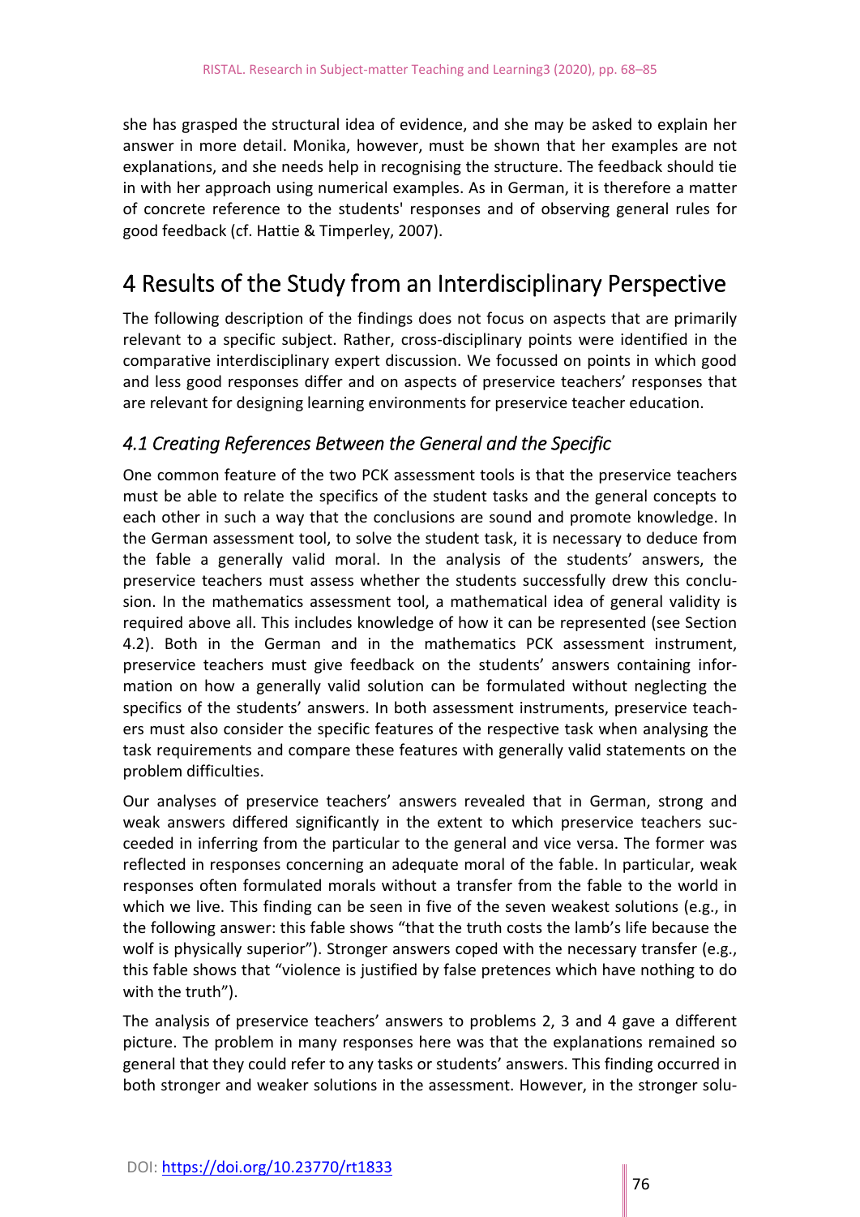she has grasped the structural idea of evidence, and she may be asked to explain her answer in more detail. Monika, however, must be shown that her examples are not explanations, and she needs help in recognising the structure. The feedback should tie in with her approach using numerical examples. As in German, it is therefore a matter of concrete reference to the students' responses and of observing general rules for good feedback (cf. Hattie & Timperley, 2007).

# 4 Results of the Study from an Interdisciplinary Perspective

The following description of the findings does not focus on aspects that are primarily relevant to a specific subject. Rather, cross-disciplinary points were identified in the comparative interdisciplinary expert discussion. We focussed on points in which good and less good responses differ and on aspects of preservice teachers' responses that are relevant for designing learning environments for preservice teacher education.

## *4.1 Creating References Between the General and the Specific*

One common feature of the two PCK assessment tools is that the preservice teachers must be able to relate the specifics of the student tasks and the general concepts to each other in such a way that the conclusions are sound and promote knowledge. In the German assessment tool, to solve the student task, it is necessary to deduce from the fable a generally valid moral. In the analysis of the students' answers, the preservice teachers must assess whether the students successfully drew this conclusion. In the mathematics assessment tool, a mathematical idea of general validity is required above all. This includes knowledge of how it can be represented (see Section 4.2). Both in the German and in the mathematics PCK assessment instrument, preservice teachers must give feedback on the students' answers containing information on how a generally valid solution can be formulated without neglecting the specifics of the students' answers. In both assessment instruments, preservice teachers must also consider the specific features of the respective task when analysing the task requirements and compare these features with generally valid statements on the problem difficulties.

Our analyses of preservice teachers' answers revealed that in German, strong and weak answers differed significantly in the extent to which preservice teachers succeeded in inferring from the particular to the general and vice versa. The former was reflected in responses concerning an adequate moral of the fable. In particular, weak responses often formulated morals without a transfer from the fable to the world in which we live. This finding can be seen in five of the seven weakest solutions (e.g., in the following answer: this fable shows "that the truth costs the lamb's life because the wolf is physically superior"). Stronger answers coped with the necessary transfer (e.g., this fable shows that "violence is justified by false pretences which have nothing to do with the truth").

The analysis of preservice teachers' answers to problems 2, 3 and 4 gave a different picture. The problem in many responses here was that the explanations remained so general that they could refer to any tasks or students' answers. This finding occurred in both stronger and weaker solutions in the assessment. However, in the stronger solu-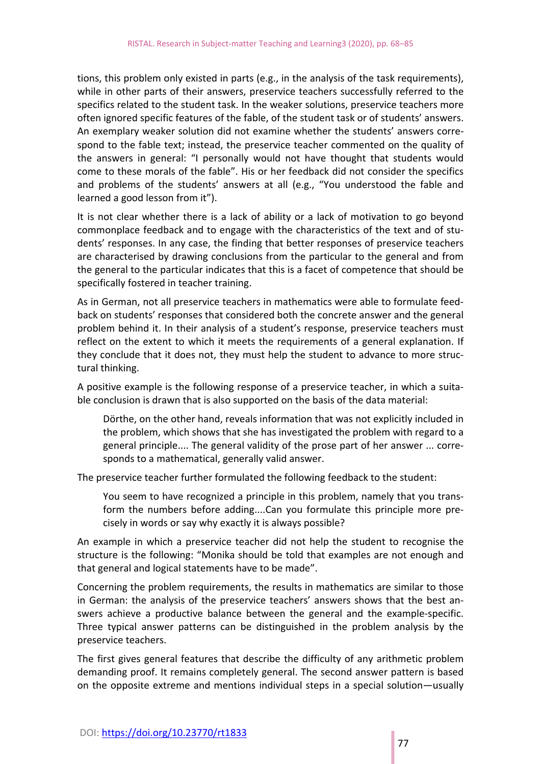tions, this problem only existed in parts (e.g., in the analysis of the task requirements), while in other parts of their answers, preservice teachers successfully referred to the specifics related to the student task. In the weaker solutions, preservice teachers more often ignored specific features of the fable, of the student task or of students' answers. An exemplary weaker solution did not examine whether the students' answers correspond to the fable text; instead, the preservice teacher commented on the quality of the answers in general: "I personally would not have thought that students would come to these morals of the fable". His or her feedback did not consider the specifics and problems of the students' answers at all (e.g., "You understood the fable and learned a good lesson from it").

It is not clear whether there is a lack of ability or a lack of motivation to go beyond commonplace feedback and to engage with the characteristics of the text and of students' responses. In any case, the finding that better responses of preservice teachers are characterised by drawing conclusions from the particular to the general and from the general to the particular indicates that this is a facet of competence that should be specifically fostered in teacher training.

As in German, not all preservice teachers in mathematics were able to formulate feedback on students' responses that considered both the concrete answer and the general problem behind it. In their analysis of a student's response, preservice teachers must reflect on the extent to which it meets the requirements of a general explanation. If they conclude that it does not, they must help the student to advance to more structural thinking.

A positive example is the following response of a preservice teacher, in which a suitable conclusion is drawn that is also supported on the basis of the data material:

> Dörthe, on the other hand, reveals information that was not explicitly included in the problem, which shows that she has investigated the problem with regard to a general principle.... The general validity of the prose part of her answer ... corresponds to a mathematical, generally valid answer.

The preservice teacher further formulated the following feedback to the student:

> You seem to have recognized a principle in this problem, namely that you transform the numbers before adding....Can you formulate this principle more precisely in words or say why exactly it is always possible?

An example in which a preservice teacher did not help the student to recognise the structure is the following: "Monika should be told that examples are not enough and that general and logical statements have to be made".

Concerning the problem requirements, the results in mathematics are similar to those in German: the analysis of the preservice teachers' answers shows that the best answers achieve a productive balance between the general and the example-specific. Three typical answer patterns can be distinguished in the problem analysis by the preservice teachers.

The first gives general features that describe the difficulty of any arithmetic problem demanding proof. It remains completely general. The second answer pattern is based on the opposite extreme and mentions individual steps in a special solution—usually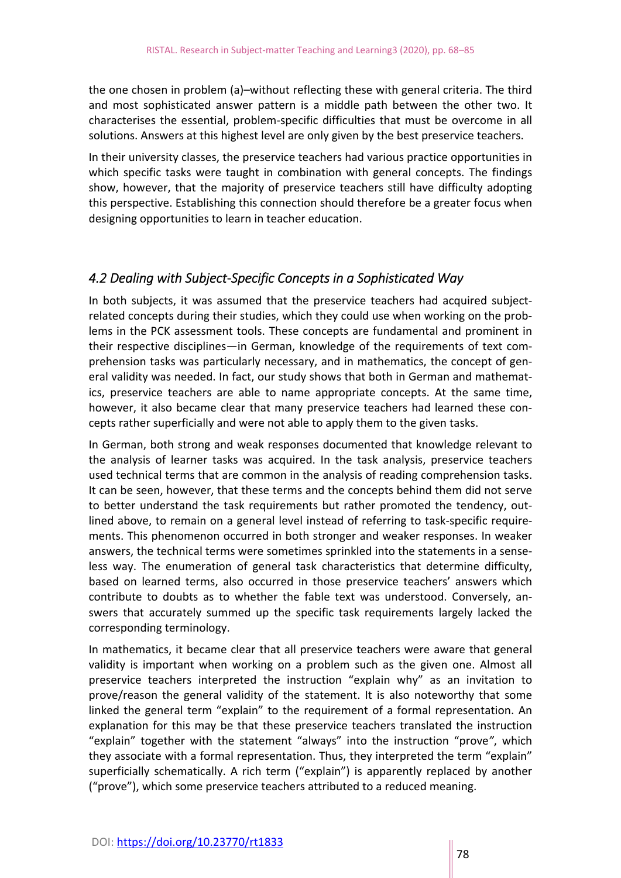the one chosen in problem (a)–without reflecting these with general criteria. The third and most sophisticated answer pattern is a middle path between the other two. It characterises the essential, problem-specific difficulties that must be overcome in all solutions. Answers at this highest level are only given by the best preservice teachers.

In their university classes, the preservice teachers had various practice opportunities in which specific tasks were taught in combination with general concepts. The findings show, however, that the majority of preservice teachers still have difficulty adopting this perspective. Establishing this connection should therefore be a greater focus when designing opportunities to learn in teacher education.

### *4.2 Dealing with Subject-Specific Concepts in a Sophisticated Way*

In both subjects, it was assumed that the preservice teachers had acquired subject-related concepts during their studies, which they could use when working on the problems in the PCK assessment tools. These concepts are fundamental and prominent in their respective disciplines—in German, knowledge of the requirements of text comprehension tasks was particularly necessary, and in mathematics, the concept of general validity was needed. In fact, our study shows that both in German and mathematics, preservice teachers are able to name appropriate concepts. At the same time, however, it also became clear that many preservice teachers had learned these concepts rather superficially and were not able to apply them to the given tasks.

In German, both strong and weak responses documented that knowledge relevant to the analysis of learner tasks was acquired. In the task analysis, preservice teachers used technical terms that are common in the analysis of reading comprehension tasks. It can be seen, however, that these terms and the concepts behind them did not serve to better understand the task requirements but rather promoted the tendency, outlined above, to remain on a general level instead of referring to task-specific requirements. This phenomenon occurred in both stronger and weaker responses. In weaker answers, the technical terms were sometimes sprinkled into the statements in a senseless way. The enumeration of general task characteristics that determine difficulty, based on learned terms, also occurred in those preservice teachers' answers which contribute to doubts as to whether the fable text was understood. Conversely, answers that accurately summed up the specific task requirements largely lacked the corresponding terminology.

In mathematics, it became clear that all preservice teachers were aware that general validity is important when working on a problem such as the given one. Almost all preservice teachers interpreted the instruction "explain why" as an invitation to prove/reason the general validity of the statement. It is also noteworthy that some linked the general term "explain" to the requirement of a formal representation. An explanation for this may be that these preservice teachers translated the instruction "explain" together with the statement "always" into the instruction "prove", which they associate with a formal representation. Thus, they interpreted the term "explain" superficially schematically. A rich term ("explain") is apparently replaced by another ("prove"), which some preservice teachers attributed to a reduced meaning.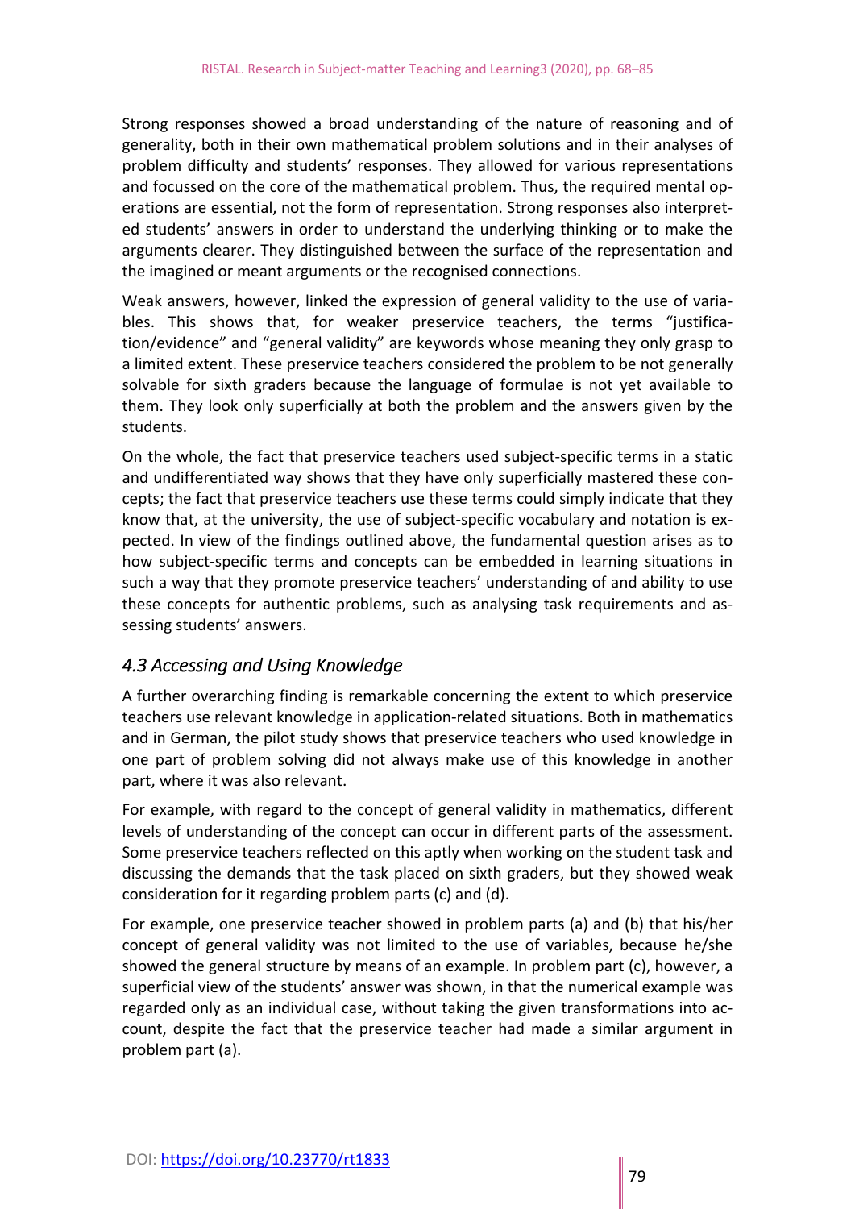Strong responses showed a broad understanding of the nature of reasoning and of generality, both in their own mathematical problem solutions and in their analyses of problem difficulty and students' responses. They allowed for various representations and focussed on the core of the mathematical problem. Thus, the required mental operations are essential, not the form of representation. Strong responses also interpreted students' answers in order to understand the underlying thinking or to make the arguments clearer. They distinguished between the surface of the representation and the imagined or meant arguments or the recognised connections.

Weak answers, however, linked the expression of general validity to the use of variables. This shows that, for weaker preservice teachers, the terms "justification/evidence" and "general validity" are keywords whose meaning they only grasp to a limited extent. These preservice teachers considered the problem to be not generally solvable for sixth graders because the language of formulae is not yet available to them. They look only superficially at both the problem and the answers given by the students.

On the whole, the fact that preservice teachers used subject-specific terms in a static and undifferentiated way shows that they have only superficially mastered these concepts; the fact that preservice teachers use these terms could simply indicate that they know that, at the university, the use of subject-specific vocabulary and notation is expected. In view of the findings outlined above, the fundamental question arises as to how subject-specific terms and concepts can be embedded in learning situations in such a way that they promote preservice teachers' understanding of and ability to use these concepts for authentic problems, such as analysing task requirements and assessing students' answers.

## *4.3 Accessing and Using Knowledge*

A further overarching finding is remarkable concerning the extent to which preservice teachers use relevant knowledge in application-related situations. Both in mathematics and in German, the pilot study shows that preservice teachers who used knowledge in one part of problem solving did not always make use of this knowledge in another part, where it was also relevant.

For example, with regard to the concept of general validity in mathematics, different levels of understanding of the concept can occur in different parts of the assessment. Some preservice teachers reflected on this aptly when working on the student task and discussing the demands that the task placed on sixth graders, but they showed weak consideration for it regarding problem parts (c) and (d).

For example, one preservice teacher showed in problem parts (a) and (b) that his/her concept of general validity was not limited to the use of variables, because he/she showed the general structure by means of an example. In problem part (c), however, a superficial view of the students' answer was shown, in that the numerical example was regarded only as an individual case, without taking the given transformations into account, despite the fact that the preservice teacher had made a similar argument in problem part (a).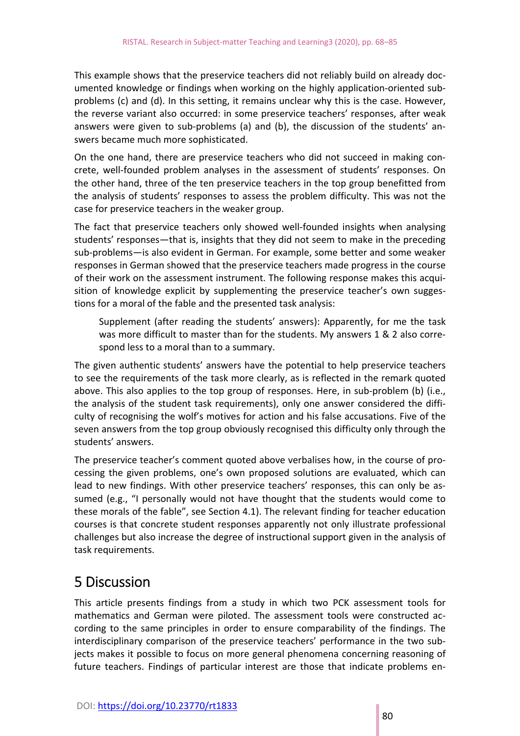This example shows that the preservice teachers did not reliably build on already documented knowledge or findings when working on the highly application-oriented sub-problems (c) and (d). In this setting, it remains unclear why this is the case. However, the reverse variant also occurred: in some preservice teachers' responses, after weak answers were given to sub-problems (a) and (b), the discussion of the students' answers became much more sophisticated.

On the one hand, there are preservice teachers who did not succeed in making concrete, well-founded problem analyses in the assessment of students' responses. On the other hand, three of the ten preservice teachers in the top group benefitted from the analysis of students' responses to assess the problem difficulty. This was not the case for preservice teachers in the weaker group.

The fact that preservice teachers only showed well-founded insights when analysing students' responses—that is, insights that they did not seem to make in the preceding sub-problems—is also evident in German. For example, some better and some weaker responses in German showed that the preservice teachers made progress in the course of their work on the assessment instrument. The following response makes this acquisition of knowledge explicit by supplementing the preservice teacher's own suggestions for a moral of the fable and the presented task analysis:

> Supplement (after reading the students' answers): Apparently, for me the task was more difficult to master than for the students. My answers 1 & 2 also correspond less to a moral than to a summary.

The given authentic students' answers have the potential to help preservice teachers to see the requirements of the task more clearly, as is reflected in the remark quoted above. This also applies to the top group of responses. Here, in sub-problem (b) (i.e., the analysis of the student task requirements), only one answer considered the difficulty of recognising the wolf's motives for action and his false accusations. Five of the seven answers from the top group obviously recognised this difficulty only through the students' answers.

The preservice teacher's comment quoted above verbalises how, in the course of processing the given problems, one's own proposed solutions are evaluated, which can lead to new findings. With other preservice teachers' responses, this can only be assumed (e.g., "I personally would not have thought that the students would come to these morals of the fable", see Section 4.1). The relevant finding for teacher education courses is that concrete student responses apparently not only illustrate professional challenges but also increase the degree of instructional support given in the analysis of task requirements.

# 5 Discussion

This article presents findings from a study in which two PCK assessment tools for mathematics and German were piloted. The assessment tools were constructed according to the same principles in order to ensure comparability of the findings. The interdisciplinary comparison of the preservice teachers' performance in the two subjects makes it possible to focus on more general phenomena concerning reasoning of future teachers. Findings of particular interest are those that indicate problems en-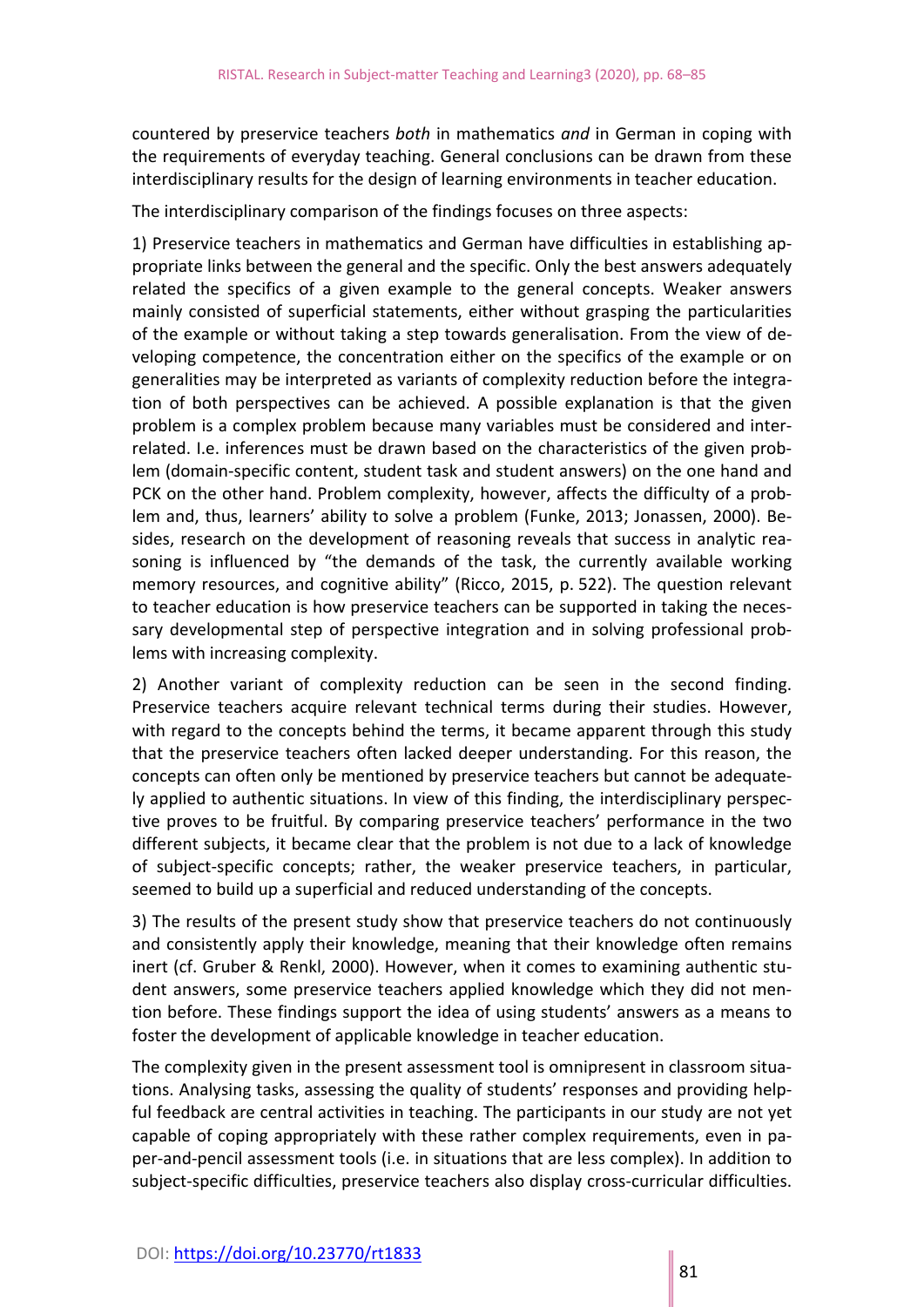countered by preservice teachers *both* in mathematics *and* in German in coping with the requirements of everyday teaching. General conclusions can be drawn from these interdisciplinary results for the design of learning environments in teacher education.

The interdisciplinary comparison of the findings focuses on three aspects:

1) Preservice teachers in mathematics and German have difficulties in establishing appropriate links between the general and the specific. Only the best answers adequately related the specifics of a given example to the general concepts. Weaker answers mainly consisted of superficial statements, either without grasping the particularities of the example or without taking a step towards generalisation. From the view of developing competence, the concentration either on the specifics of the example or on generalities may be interpreted as variants of complexity reduction before the integration of both perspectives can be achieved. A possible explanation is that the given problem is a complex problem because many variables must be considered and interrelated. I.e. inferences must be drawn based on the characteristics of the given problem (domain-specific content, student task and student answers) on the one hand and PCK on the other hand. Problem complexity, however, affects the difficulty of a problem and, thus, learners' ability to solve a problem (Funke, 2013; Jonassen, 2000). Besides, research on the development of reasoning reveals that success in analytic reasoning is influenced by "the demands of the task, the currently available working memory resources, and cognitive ability" (Ricco, 2015, p. 522). The question relevant to teacher education is how preservice teachers can be supported in taking the necessary developmental step of perspective integration and in solving professional problems with increasing complexity.

2) Another variant of complexity reduction can be seen in the second finding. Preservice teachers acquire relevant technical terms during their studies. However, with regard to the concepts behind the terms, it became apparent through this study that the preservice teachers often lacked deeper understanding. For this reason, the concepts can often only be mentioned by preservice teachers but cannot be adequately applied to authentic situations. In view of this finding, the interdisciplinary perspective proves to be fruitful. By comparing preservice teachers' performance in the two different subjects, it became clear that the problem is not due to a lack of knowledge of subject-specific concepts; rather, the weaker preservice teachers, in particular, seemed to build up a superficial and reduced understanding of the concepts.

3) The results of the present study show that preservice teachers do not continuously and consistently apply their knowledge, meaning that their knowledge often remains inert (cf. Gruber & Renkl, 2000). However, when it comes to examining authentic student answers, some preservice teachers applied knowledge which they did not mention before. These findings support the idea of using students' answers as a means to foster the development of applicable knowledge in teacher education.

The complexity given in the present assessment tool is omnipresent in classroom situations. Analysing tasks, assessing the quality of students' responses and providing helpful feedback are central activities in teaching. The participants in our study are not yet capable of coping appropriately with these rather complex requirements, even in paper-and-pencil assessment tools (i.e. in situations that are less complex). In addition to subject-specific difficulties, preservice teachers also display cross-curricular difficulties.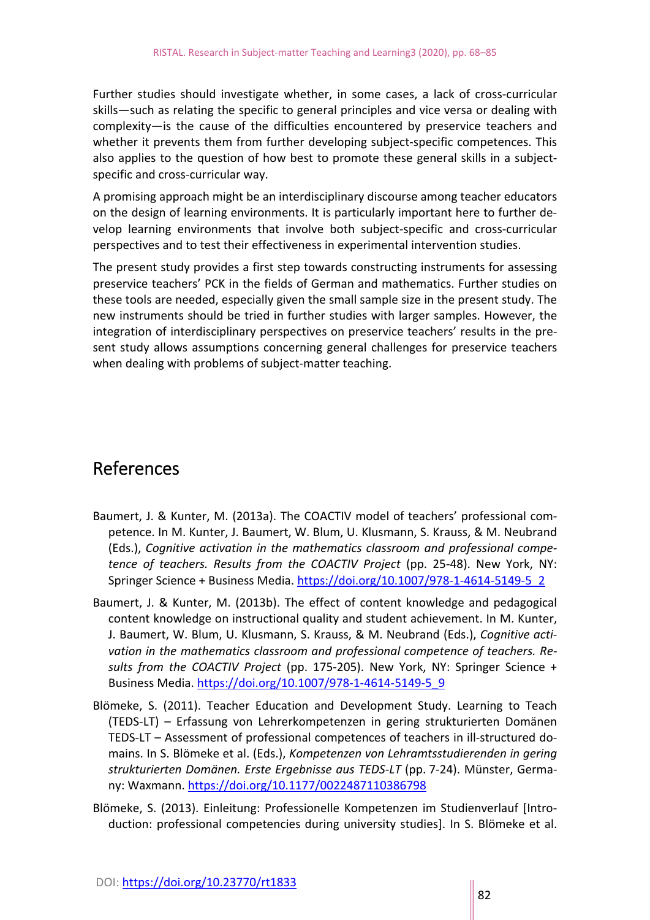Further studies should investigate whether, in some cases, a lack of cross-curricular skills—such as relating the specific to general principles and vice versa or dealing with complexity—is the cause of the difficulties encountered by preservice teachers and whether it prevents them from further developing subject-specific competences. This also applies to the question of how best to promote these general skills in a subject-specific and cross-curricular way.

A promising approach might be an interdisciplinary discourse among teacher educators on the design of learning environments. It is particularly important here to further develop learning environments that involve both subject-specific and cross-curricular perspectives and to test their effectiveness in experimental intervention studies.

The present study provides a first step towards constructing instruments for assessing preservice teachers' PCK in the fields of German and mathematics. Further studies on these tools are needed, especially given the small sample size in the present study. The new instruments should be tried in further studies with larger samples. However, the integration of interdisciplinary perspectives on preservice teachers' results in the present study allows assumptions concerning general challenges for preservice teachers when dealing with problems of subject-matter teaching.

## References

Baumert, J. & Kunter, M. (2013a). The COACTIV model of teachers' professional competence. In M. Kunter, J. Baumert, W. Blum, U. Klusmann, S. Krauss, & M. Neubrand (Eds.), *Cognitive activation in the mathematics classroom and professional competence of teachers. Results from the COACTIV Project* (pp. 25-48). New York, NY: Springer Science + Business Media. https://doi.org/10.1007/978-1-4614-5149-5_2

Baumert, J. & Kunter, M. (2013b). The effect of content knowledge and pedagogical content knowledge on instructional quality and student achievement. In M. Kunter, J. Baumert, W. Blum, U. Klusmann, S. Krauss, & M. Neubrand (Eds.), *Cognitive activation in the mathematics classroom and professional competence of teachers. Results from the COACTIV Project* (pp. 175-205). New York, NY: Springer Science + Business Media. https://doi.org/10.1007/978-1-4614-5149-5_9

Blömeke, S. (2011). Teacher Education and Development Study. Learning to Teach (TEDS-LT) – Erfassung von Lehrerkompetenzen in gering strukturierten Domänen TEDS-LT – Assessment of professional competences of teachers in ill-structured domains. In S. Blömeke et al. (Eds.), *Kompetenzen von Lehramtsstudierenden in gering strukturierten Domänen. Erste Ergebnisse aus TEDS-LT* (pp. 7-24). Münster, Germany: Waxmann. https://doi.org/10.1177/0022487110386798

Blömeke, S. (2013). Einleitung: Professionelle Kompetenzen im Studienverlauf [Introduction: professional competencies during university studies]. In S. Blömeke et al.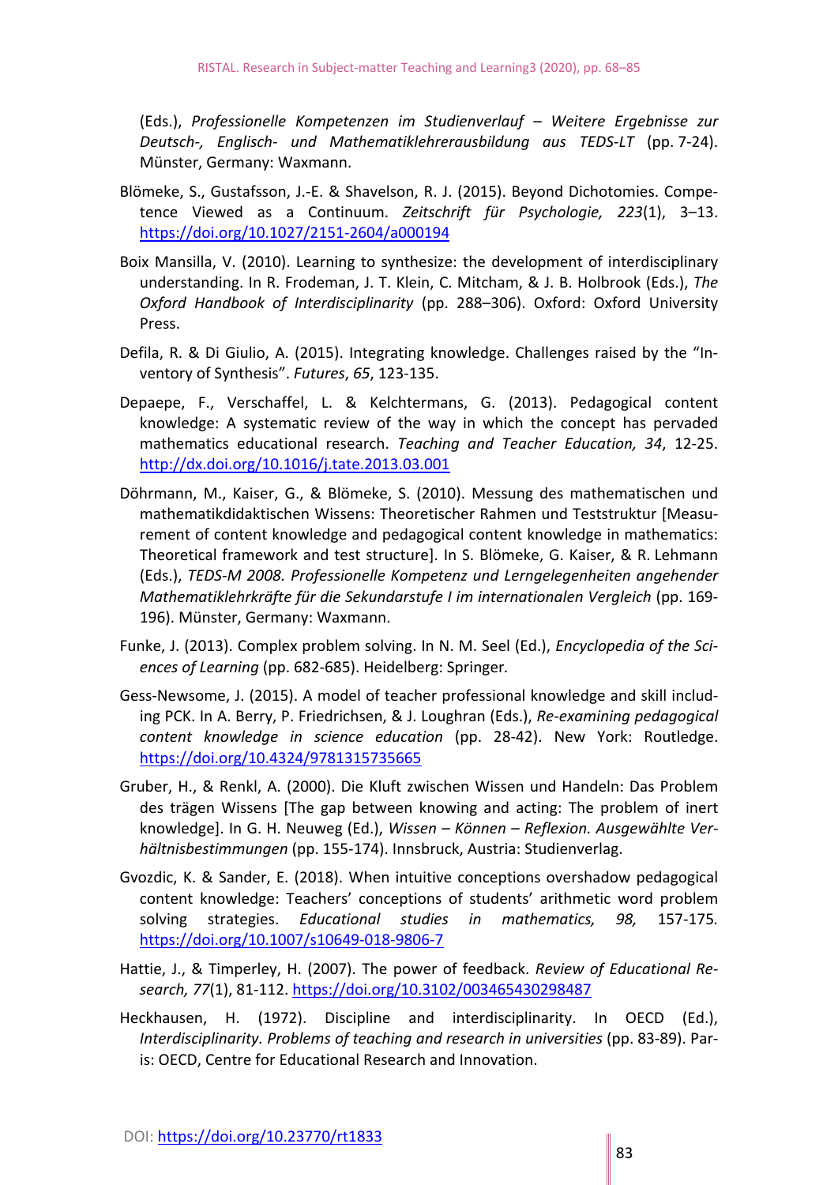(Eds.), *Professionelle Kompetenzen im Studienverlauf – Weitere Ergebnisse zur Deutsch-, Englisch- und Mathematiklehrerausbildung aus TEDS-LT* (pp. 7-24). Münster, Germany: Waxmann.

Blömeke, S., Gustafsson, J.-E. & Shavelson, R. J. (2015). Beyond Dichotomies. Competence Viewed as a Continuum. *Zeitschrift für Psychologie, 223*(1), 3–13. https://doi.org/10.1027/2151-2604/a000194

Boix Mansilla, V. (2010). Learning to synthesize: the development of interdisciplinary understanding. In R. Frodeman, J. T. Klein, C. Mitcham, & J. B. Holbrook (Eds.), *The Oxford Handbook of Interdisciplinarity* (pp. 288–306). Oxford: Oxford University Press.

Defila, R. & Di Giulio, A. (2015). Integrating knowledge. Challenges raised by the "Inventory of Synthesis". *Futures*, *65*, 123-135.

Depaepe, F., Verschaffel, L. & Kelchtermans, G. (2013). Pedagogical content knowledge: A systematic review of the way in which the concept has pervaded mathematics educational research. *Teaching and Teacher Education, 34*, 12-25. http://dx.doi.org/10.1016/j.tate.2013.03.001

Döhrmann, M., Kaiser, G., & Blömeke, S. (2010). Messung des mathematischen und mathematikdidaktischen Wissens: Theoretischer Rahmen und Teststruktur [Measurement of content knowledge and pedagogical content knowledge in mathematics: Theoretical framework and test structure]. In S. Blömeke, G. Kaiser, & R. Lehmann (Eds.), *TEDS-M 2008. Professionelle Kompetenz und Lerngelegenheiten angehender Mathematiklehrkräfte für die Sekundarstufe I im internationalen Vergleich* (pp. 169-196). Münster, Germany: Waxmann.

Funke, J. (2013). Complex problem solving. In N. M. Seel (Ed.), *Encyclopedia of the Sciences of Learning* (pp. 682-685). Heidelberg: Springer.

Gess-Newsome, J. (2015). A model of teacher professional knowledge and skill including PCK. In A. Berry, P. Friedrichsen, & J. Loughran (Eds.), *Re-examining pedagogical content knowledge in science education* (pp. 28-42). New York: Routledge. https://doi.org/10.4324/9781315735665

Gruber, H., & Renkl, A. (2000). Die Kluft zwischen Wissen und Handeln: Das Problem des trägen Wissens [The gap between knowing and acting: The problem of inert knowledge]. In G. H. Neuweg (Ed.), *Wissen – Können – Reflexion. Ausgewählte Verhältnisbestimmungen* (pp. 155-174). Innsbruck, Austria: Studienverlag.

Gvozdic, K. & Sander, E. (2018). When intuitive conceptions overshadow pedagogical content knowledge: Teachers' conceptions of students' arithmetic word problem solving strategies. *Educational studies in mathematics, 98,* 157-175. https://doi.org/10.1007/s10649-018-9806-7

Hattie, J., & Timperley, H. (2007). The power of feedback. *Review of Educational Research, 77*(1), 81-112. https://doi.org/10.3102/003465430298487

Heckhausen, H. (1972). Discipline and interdisciplinarity. In OECD (Ed.), *Interdisciplinarity. Problems of teaching and research in universities* (pp. 83-89). Paris: OECD, Centre for Educational Research and Innovation.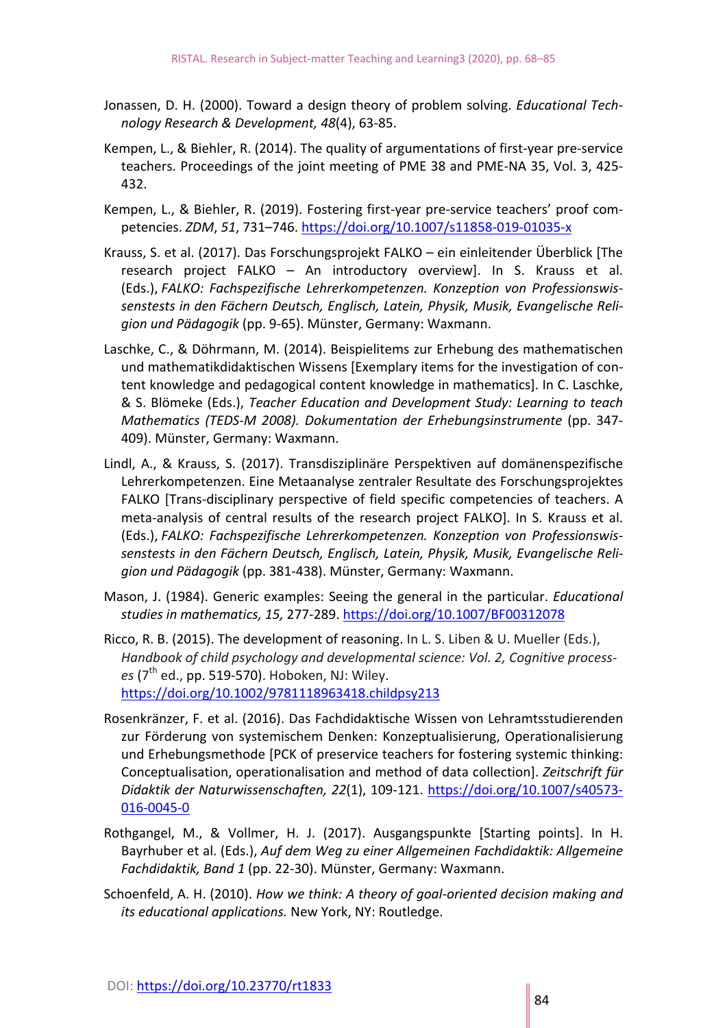Jonassen, D. H. (2000). Toward a design theory of problem solving. *Educational Technology Research & Development, 48*(4), 63-85.

Kempen, L., & Biehler, R. (2014). The quality of argumentations of first-year pre-service teachers. Proceedings of the joint meeting of PME 38 and PME-NA 35, Vol. 3, 425-432.

Kempen, L., & Biehler, R. (2019). Fostering first-year pre-service teachers' proof competencies. *ZDM*, *51*, 731–746. https://doi.org/10.1007/s11858-019-01035-x

Krauss, S. et al. (2017). Das Forschungsprojekt FALKO – ein einleitender Überblick [The research project FALKO – An introductory overview]. In S. Krauss et al. (Eds.), *FALKO: Fachspezifische Lehrerkompetenzen. Konzeption von Professionswissenstests in den Fächern Deutsch, Englisch, Latein, Physik, Musik, Evangelische Religion und Pädagogik* (pp. 9-65). Münster, Germany: Waxmann.

Laschke, C., & Döhrmann, M. (2014). Beispielitems zur Erhebung des mathematischen und mathematikdidaktischen Wissens [Exemplary items for the investigation of content knowledge and pedagogical content knowledge in mathematics]. In C. Laschke, & S. Blömeke (Eds.), *Teacher Education and Development Study: Learning to teach Mathematics (TEDS-M 2008). Dokumentation der Erhebungsinstrumente* (pp. 347-409). Münster, Germany: Waxmann.

Lindl, A., & Krauss, S. (2017). Transdisziplinäre Perspektiven auf domänenspezifische Lehrerkompetenzen. Eine Metaanalyse zentraler Resultate des Forschungsprojektes FALKO [Trans-disciplinary perspective of field specific competencies of teachers. A meta-analysis of central results of the research project FALKO]. In S. Krauss et al. (Eds.), *FALKO: Fachspezifische Lehrerkompetenzen. Konzeption von Professionswissenstests in den Fächern Deutsch, Englisch, Latein, Physik, Musik, Evangelische Religion und Pädagogik* (pp. 381-438). Münster, Germany: Waxmann.

Mason, J. (1984). Generic examples: Seeing the general in the particular. *Educational studies in mathematics, 15,* 277-289. https://doi.org/10.1007/BF00312078

Ricco, R. B. (2015). The development of reasoning. In L. S. Liben & U. Mueller (Eds.), *Handbook of child psychology and developmental science: Vol. 2, Cognitive processes* (7th ed., pp. 519-570). Hoboken, NJ: Wiley. https://doi.org/10.1002/9781118963418.childpsy213

Rosenkränzer, F. et al. (2016). Das Fachdidaktische Wissen von Lehramtsstudierenden zur Förderung von systemischem Denken: Konzeptualisierung, Operationalisierung und Erhebungsmethode [PCK of preservice teachers for fostering systemic thinking: Conceptualisation, operationalisation and method of data collection]. *Zeitschrift für Didaktik der Naturwissenschaften, 22*(1), 109-121. https://doi.org/10.1007/s40573-016-0045-0

Rothgangel, M., & Vollmer, H. J. (2017). Ausgangspunkte [Starting points]. In H. Bayrhuber et al. (Eds.), *Auf dem Weg zu einer Allgemeinen Fachdidaktik: Allgemeine Fachdidaktik, Band 1* (pp. 22-30). Münster, Germany: Waxmann.

Schoenfeld, A. H. (2010). *How we think: A theory of goal-oriented decision making and its educational applications.* New York, NY: Routledge.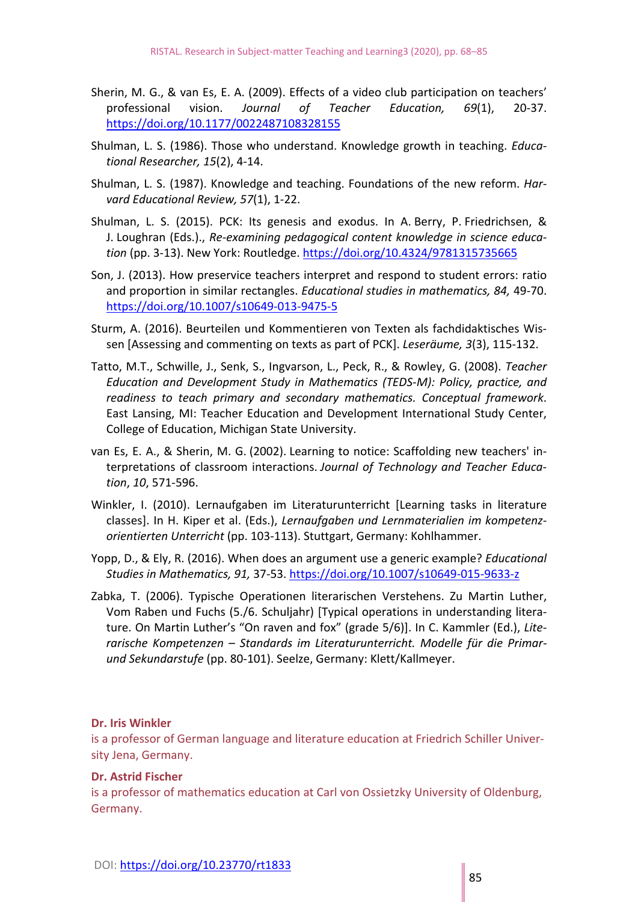Sherin, M. G., & van Es, E. A. (2009). Effects of a video club participation on teachers' professional vision. *Journal of Teacher Education, 69*(1), 20-37. https://doi.org/10.1177/0022487108328155

Shulman, L. S. (1986). Those who understand. Knowledge growth in teaching. *Educational Researcher, 15*(2), 4-14.

Shulman, L. S. (1987). Knowledge and teaching. Foundations of the new reform. *Harvard Educational Review, 57*(1), 1-22.

Shulman, L. S. (2015). PCK: Its genesis and exodus. In A. Berry, P. Friedrichsen, & J. Loughran (Eds.)., *Re-examining pedagogical content knowledge in science education* (pp. 3-13). New York: Routledge. https://doi.org/10.4324/9781315735665

Son, J. (2013). How preservice teachers interpret and respond to student errors: ratio and proportion in similar rectangles. *Educational studies in mathematics, 84,* 49-70. https://doi.org/10.1007/s10649-013-9475-5

Sturm, A. (2016). Beurteilen und Kommentieren von Texten als fachdidaktisches Wissen [Assessing and commenting on texts as part of PCK]. *Leseräume, 3*(3), 115-132.

Tatto, M.T., Schwille, J., Senk, S., Ingvarson, L., Peck, R., & Rowley, G. (2008). *Teacher Education and Development Study in Mathematics (TEDS-M): Policy, practice, and readiness to teach primary and secondary mathematics. Conceptual framework*. East Lansing, MI: Teacher Education and Development International Study Center, College of Education, Michigan State University.

van Es, E. A., & Sherin, M. G. (2002). Learning to notice: Scaffolding new teachers' interpretations of classroom interactions. *Journal of Technology and Teacher Education*, *10*, 571-596.

Winkler, I. (2010). Lernaufgaben im Literaturunterricht [Learning tasks in literature classes]. In H. Kiper et al. (Eds.), *Lernaufgaben und Lernmaterialien im kompetenzorientierten Unterricht* (pp. 103-113). Stuttgart, Germany: Kohlhammer.

Yopp, D., & Ely, R. (2016). When does an argument use a generic example? *Educational Studies in Mathematics, 91,* 37-53. https://doi.org/10.1007/s10649-015-9633-z

Zabka, T. (2006). Typische Operationen literarischen Verstehens. Zu Martin Luther, Vom Raben und Fuchs (5./6. Schuljahr) [Typical operations in understanding literature. On Martin Luther's "On raven and fox" (grade 5/6)]. In C. Kammler (Ed.), *Literarische Kompetenzen – Standards im Literaturunterricht. Modelle für die Primar- und Sekundarstufe* (pp. 80-101). Seelze, Germany: Klett/Kallmeyer.

**Dr. Iris Winkler**
is a professor of German language and literature education at Friedrich Schiller University Jena, Germany.

**Dr. Astrid Fischer**
is a professor of mathematics education at Carl von Ossietzky University of Oldenburg, Germany.

DOI: https://doi.org/10.23770/rt1833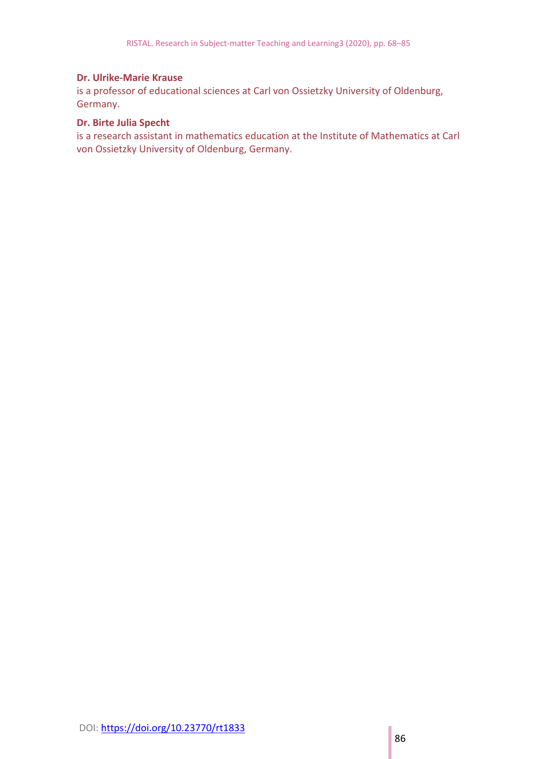**Dr. Ulrike-Marie Krause**
is a professor of educational sciences at Carl von Ossietzky University of Oldenburg, Germany.

**Dr. Birte Julia Specht**
is a research assistant in mathematics education at the Institute of Mathematics at Carl von Ossietzky University of Oldenburg, Germany.

DOI: https://doi.org/10.23770/rt1833